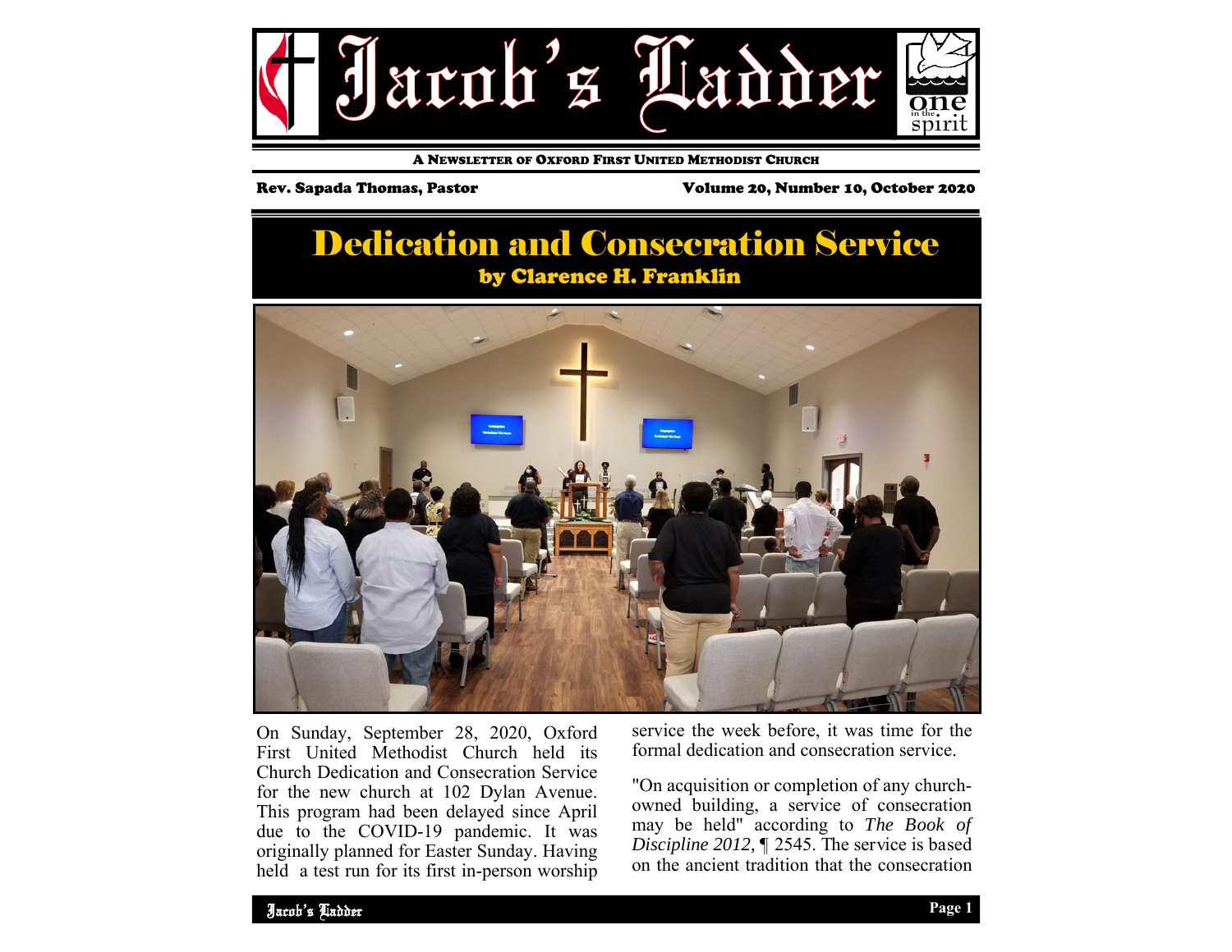# Jacob's Ladder

A NEWSLETTER OF OXFORD FIRST UNITED METHODIST CHURCH

Rev. Sapada Thomas, Pastor

Volume 20, Number 10, October 2020

## Dedication and Consecration Service

**by Clarence H. Franklin**

On Sunday, September 28, 2020, Oxford First United Methodist Church held its Church Dedication and Consecration Service for the new church at 102 Dylan Avenue. This program had been delayed since April due to the COVID-19 pandemic. It was originally planned for Easter Sunday. Having held a test run for its first in-person worship service the week before, it was time for the formal dedication and consecration service.

"On acquisition or completion of any church-owned building, a service of consecration may be held" according to *The Book of Discipline 2012,* ¶ 2545. The service is based on the ancient tradition that the consecration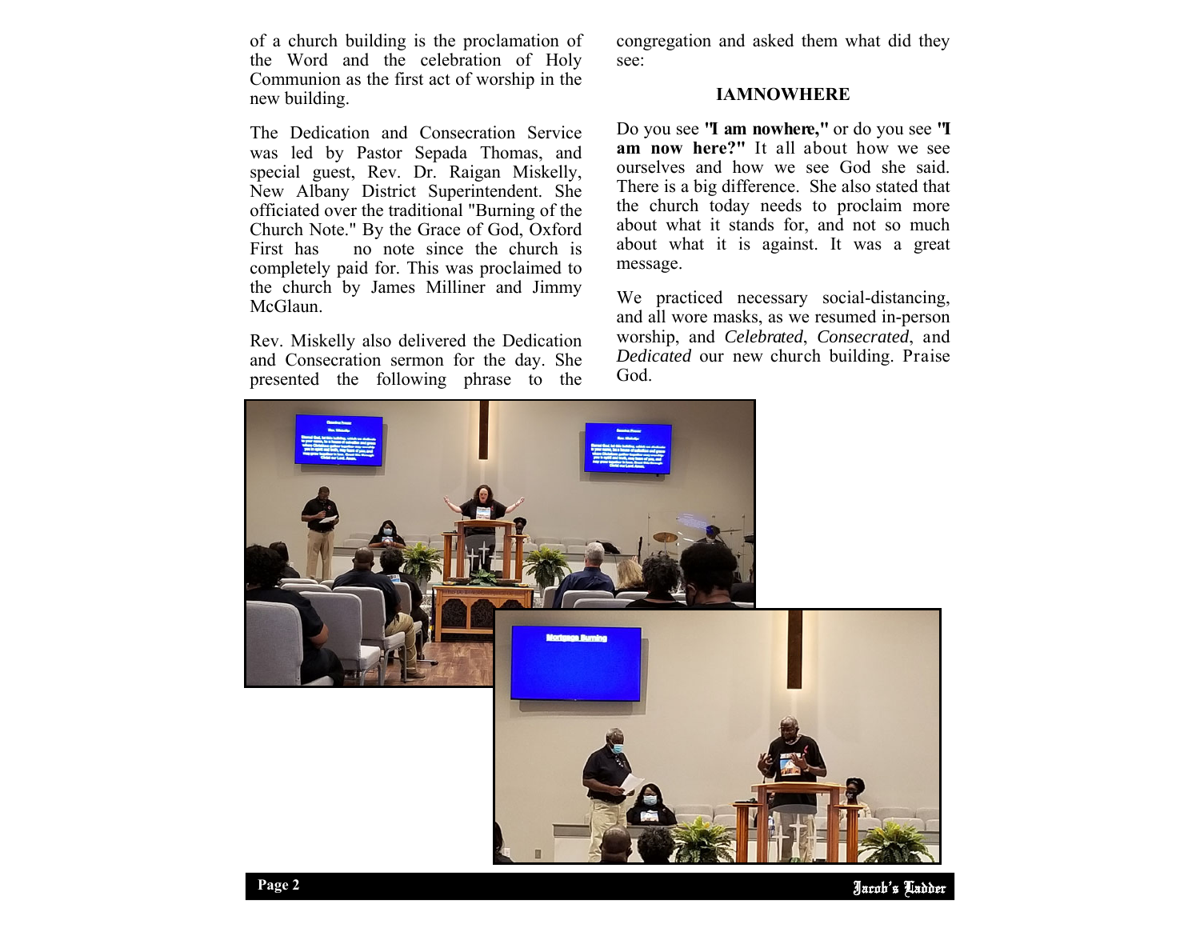of a church building is the proclamation of the Word and the celebration of Holy Communion as the first act of worship in the new building.

The Dedication and Consecration Service was led by Pastor Sepada Thomas, and special guest, Rev. Dr. Raigan Miskelly, New Albany District Superintendent. She officiated over the traditional "Burning of the Church Note." By the Grace of God, Oxford First has no note since the church is completely paid for. This was proclaimed to the church by James Milliner and Jimmy McGlaun.

Rev. Miskelly also delivered the Dedication and Consecration sermon for the day. She presented the following phrase to the congregation and asked them what did they see:

**IAMNOWHERE**

Do you see **"I am nowhere,"** or do you see **"I am now here?"** It all about how we see ourselves and how we see God she said. There is a big difference. She also stated that the church today needs to proclaim more about what it stands for, and not so much about what it is against. It was a great message.

We practiced necessary social-distancing, and all wore masks, as we resumed in-person worship, and *Celebrated*, *Consecrated*, and *Dedicated* our new church building. Praise God.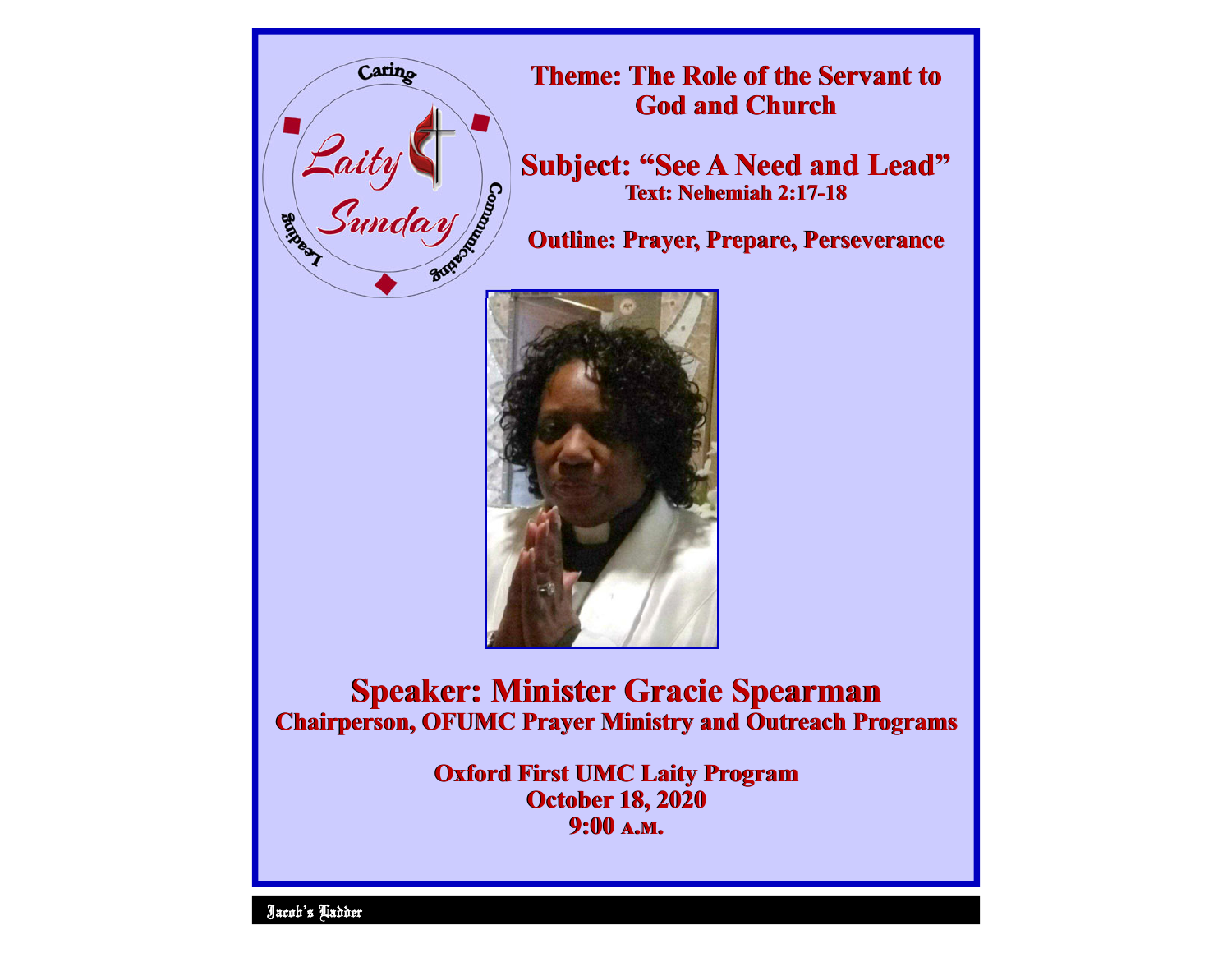Caring

Laity Sunday

Leading

Communicating

**Theme: The Role of the Servant to God and Church**

**Subject: “See A Need and Lead”**
**Text: Nehemiah 2:17-18**

**Outline: Prayer, Prepare, Perseverance**

## Speaker: Minister Gracie Spearman

**Chairperson, OFUMC Prayer Ministry and Outreach Programs**

**Oxford First UMC Laity Program**
**October 18, 2020**
**9:00 A.M.**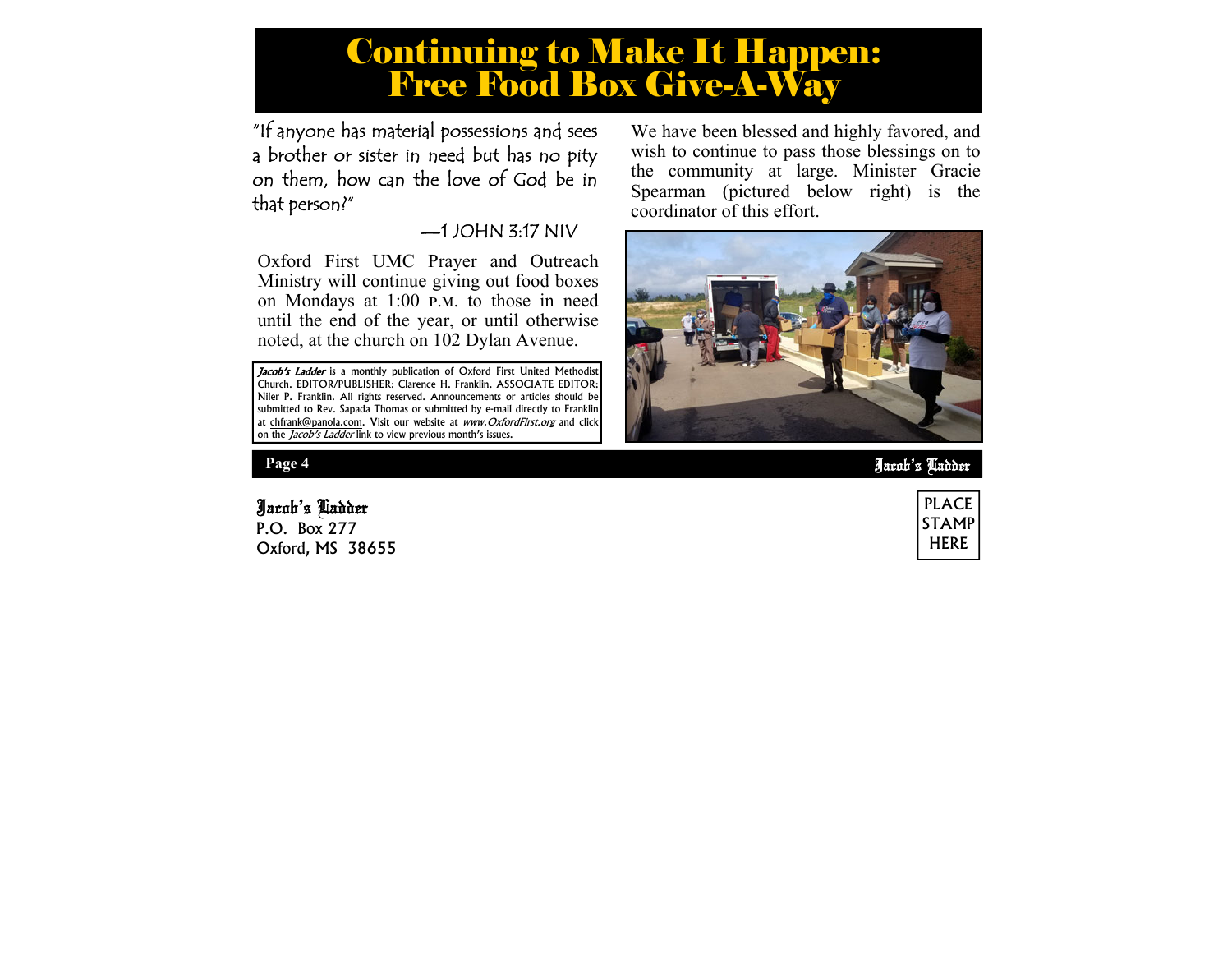# Continuing to Make It Happen: Free Food Box Give-A-Way

"If anyone has material possessions and sees a brother or sister in need but has no pity on them, how can the love of God be in that person?"

—1 JOHN 3:17 NIV

Oxford First UMC Prayer and Outreach Ministry will continue giving out food boxes on Mondays at 1:00 P.M. to those in need until the end of the year, or until otherwise noted, at the church on 102 Dylan Avenue.

We have been blessed and highly favored, and wish to continue to pass those blessings on to the community at large. Minister Gracie Spearman (pictured below right) is the coordinator of this effort.

***Jacob's Ladder*** is a monthly publication of Oxford First United Methodist Church. EDITOR/PUBLISHER: Clarence H. Franklin. ASSOCIATE EDITOR: Niler P. Franklin. All rights reserved. Announcements or articles should be submitted to Rev. Sapada Thomas or submitted by e-mail directly to Franklin at chfrank@panola.com. Visit our website at *www.OxfordFirst.org* and click on the *Jacob's Ladder* link to view previous month's issues.

Jacob's Ladder
P.O. Box 277
Oxford, MS 38655

PLACE STAMP HERE